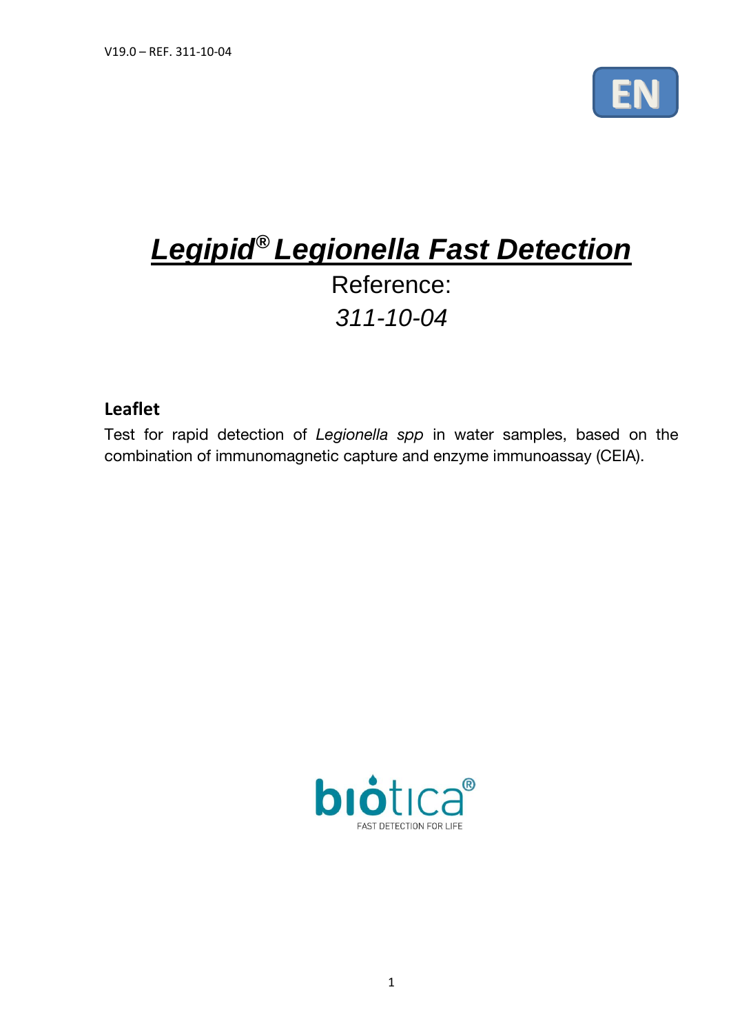V19.0 – REF. 311-10-04

EN

# *Legipid® Legionella Fast Detection*

Reference:

*311-10-04*

## Leaflet

Test for rapid detection of *Legionella spp* in water samples, based on the combination of immunomagnetic capture and enzyme immunoassay (CEIA).

biotica®

FAST DETECTION FOR LIFE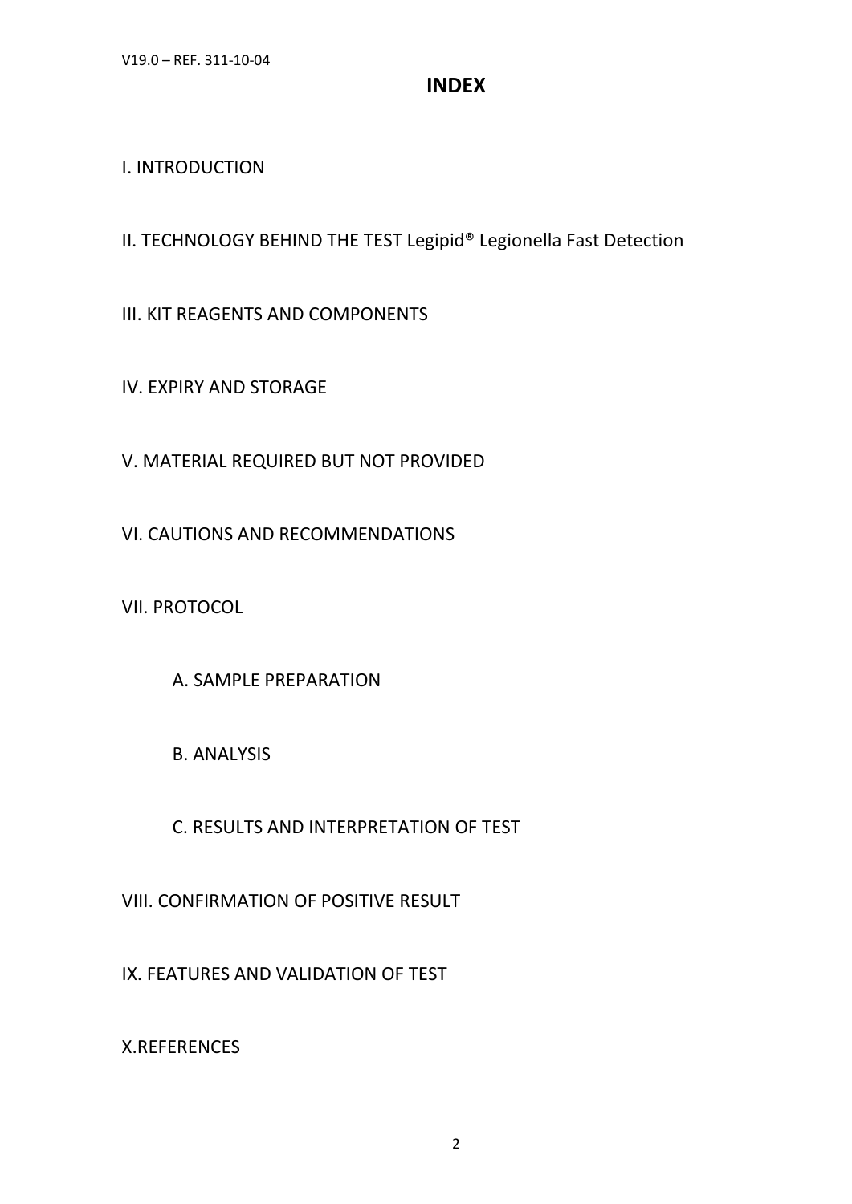# INDEX

I. INTRODUCTION

II. TECHNOLOGY BEHIND THE TEST Legipid® Legionella Fast Detection

III. KIT REAGENTS AND COMPONENTS

IV. EXPIRY AND STORAGE

V. MATERIAL REQUIRED BUT NOT PROVIDED

VI. CAUTIONS AND RECOMMENDATIONS

VII. PROTOCOL

- A. SAMPLE PREPARATION
- B. ANALYSIS
- C. RESULTS AND INTERPRETATION OF TEST

VIII. CONFIRMATION OF POSITIVE RESULT

IX. FEATURES AND VALIDATION OF TEST

X.REFERENCES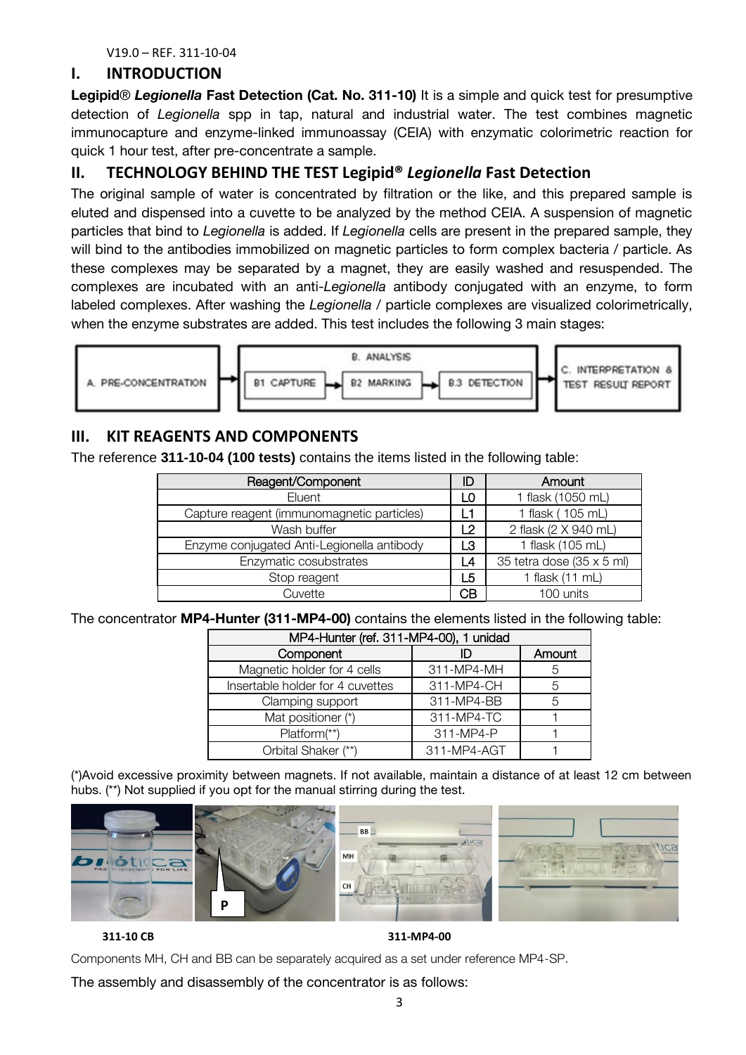V19.0 – REF. 311-10-04

## I. INTRODUCTION

**Legipid**® ***Legionella*** **Fast Detection (Cat. No. 311-10)** It is a simple and quick test for presumptive detection of *Legionella* spp in tap, natural and industrial water. The test combines magnetic immunocapture and enzyme-linked immunoassay (CEIA) with enzymatic colorimetric reaction for quick 1 hour test, after pre-concentrate a sample.

## II. TECHNOLOGY BEHIND THE TEST Legipid® *Legionella* Fast Detection

The original sample of water is concentrated by filtration or the like, and this prepared sample is eluted and dispensed into a cuvette to be analyzed by the method CEIA. A suspension of magnetic particles that bind to *Legionella* is added. If *Legionella* cells are present in the prepared sample, they will bind to the antibodies immobilized on magnetic particles to form complex bacteria / particle. As these complexes may be separated by a magnet, they are easily washed and resuspended. The complexes are incubated with an anti-*Legionella* antibody conjugated with an enzyme, to form labeled complexes. After washing the *Legionella* / particle complexes are visualized colorimetrically, when the enzyme substrates are added. This test includes the following 3 main stages:

A. PRE-CONCENTRATION → B. ANALYSIS (B1 CAPTURE → B2 MARKING → B.3 DETECTION) → C. INTERPRETATION & TEST RESULT REPORT

## III. KIT REAGENTS AND COMPONENTS

The reference **311-10-04 (100 tests)** contains the items listed in the following table:

| Reagent/Component | ID | Amount |
|---|---|---|
| Eluent | L0 | 1 flask (1050 mL) |
| Capture reagent (immunomagnetic particles) | L1 | 1 flask ( 105 mL) |
| Wash buffer | L2 | 2 flask (2 X 940 mL) |
| Enzyme conjugated Anti-Legionella antibody | L3 | 1 flask (105 mL) |
| Enzymatic cosubstrates | L4 | 35 tetra dose (35 x 5 ml) |
| Stop reagent | L5 | 1 flask (11 mL) |
| Cuvette | CB | 100 units |

The concentrator **MP4-Hunter (311-MP4-00)** contains the elements listed in the following table:

| MP4-Hunter (ref. 311-MP4-00), 1 unidad | | |
|---|---|---|
| Component | ID | Amount |
| Magnetic holder for 4 cells | 311-MP4-MH | 5 |
| Insertable holder for 4 cuvettes | 311-MP4-CH | 5 |
| Clamping support | 311-MP4-BB | 5 |
| Mat positioner (*) | 311-MP4-TC | 1 |
| Platform(**) | 311-MP4-P | 1 |
| Orbital Shaker (**) | 311-MP4-AGT | 1 |

(*)Avoid excessive proximity between magnets. If not available, maintain a distance of at least 12 cm between hubs. (**) Not supplied if you opt for the manual stirring during the test.

311-10 CB

311-MP4-00

Components MH, CH and BB can be separately acquired as a set under reference MP4-SP.

The assembly and disassembly of the concentrator is as follows: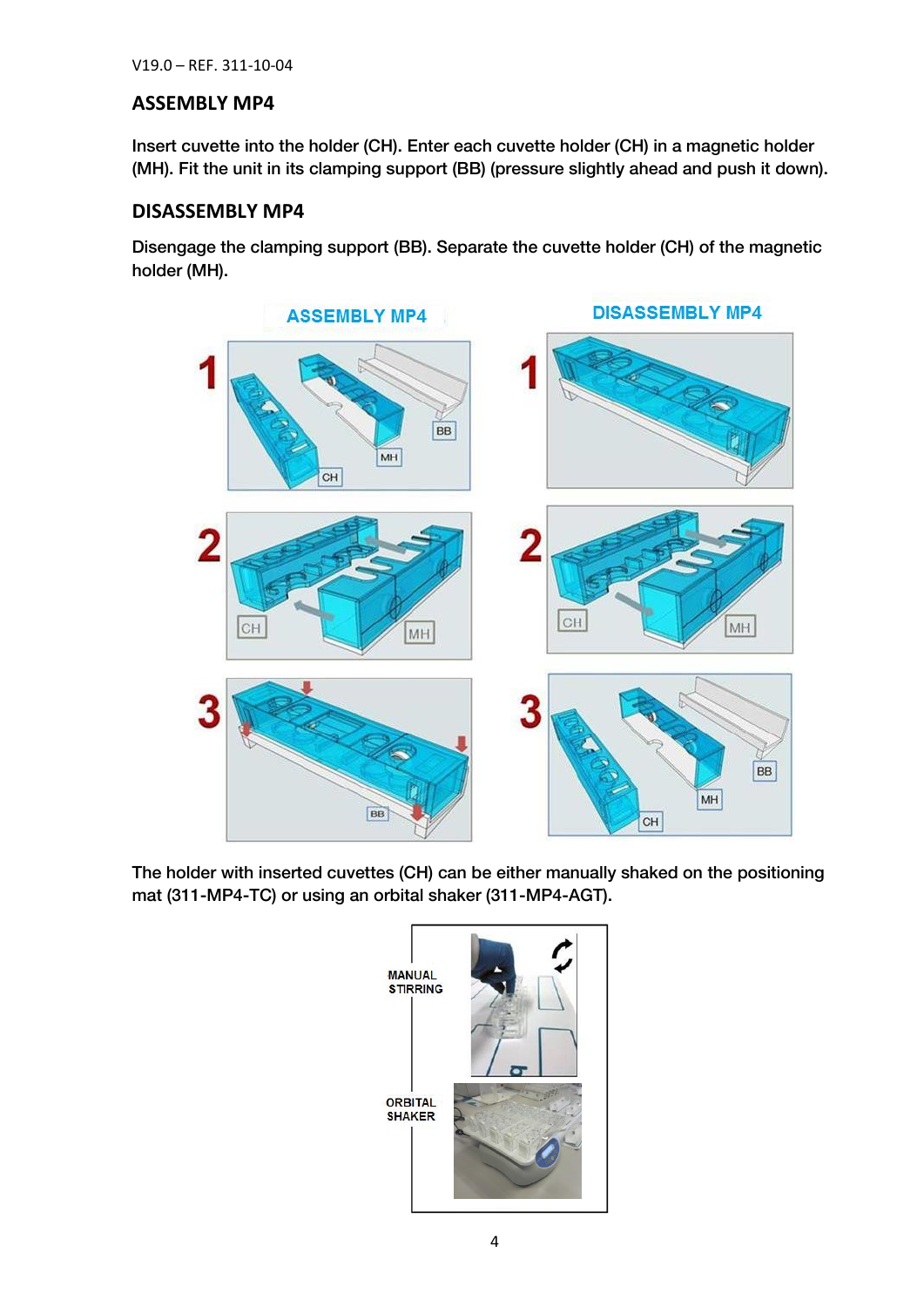## ASSEMBLY MP4

Insert cuvette into the holder (CH). Enter each cuvette holder (CH) in a magnetic holder (MH). Fit the unit in its clamping support (BB) (pressure slightly ahead and push it down).

## DISASSEMBLY MP4

Disengage the clamping support (BB). Separate the cuvette holder (CH) of the magnetic holder (MH).

The holder with inserted cuvettes (CH) can be either manually shaked on the positioning mat (311-MP4-TC) or using an orbital shaker (311-MP4-AGT).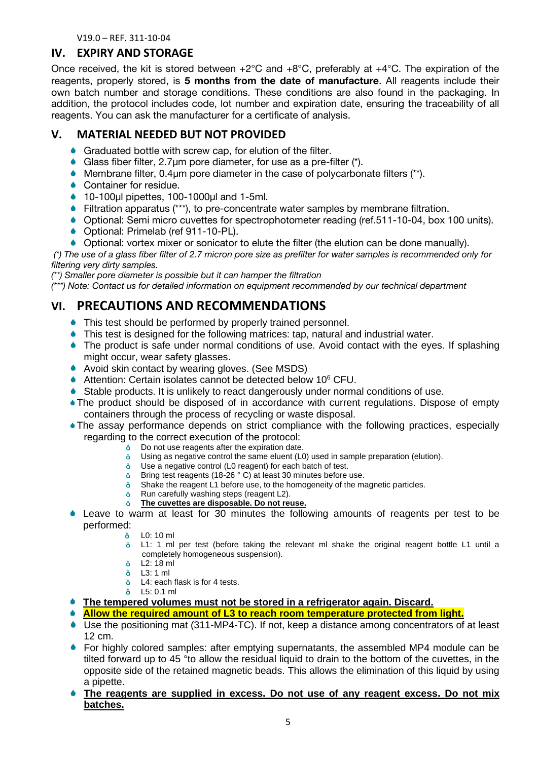## IV. EXPIRY AND STORAGE

Once received, the kit is stored between +2°C and +8°C, preferably at +4°C. The expiration of the reagents, properly stored, is **5 months from the date of manufacture**. All reagents include their own batch number and storage conditions. These conditions are also found in the packaging. In addition, the protocol includes code, lot number and expiration date, ensuring the traceability of all reagents. You can ask the manufacturer for a certificate of analysis.

## V. MATERIAL NEEDED BUT NOT PROVIDED

- Graduated bottle with screw cap, for elution of the filter.
- Glass fiber filter, 2.7µm pore diameter, for use as a pre-filter (*).
- Membrane filter, 0.4µm pore diameter in the case of polycarbonate filters (**).
- Container for residue.
- 10-100µl pipettes, 100-1000µl and 1-5ml.
- Filtration apparatus (***), to pre-concentrate water samples by membrane filtration.
- Optional: Semi micro cuvettes for spectrophotometer reading (ref.511-10-04, box 100 units).
- Optional: Primelab (ref 911-10-PL).
- Optional: vortex mixer or sonicator to elute the filter (the elution can be done manually).

*(*) The use of a glass fiber filter of 2.7 micron pore size as prefilter for water samples is recommended only for filtering very dirty samples.*

*(**) Smaller pore diameter is possible but it can hamper the filtration*

*(***) Note: Contact us for detailed information on equipment recommended by our technical department*

## VI. PRECAUTIONS AND RECOMMENDATIONS

- This test should be performed by properly trained personnel.
- This test is designed for the following matrices: tap, natural and industrial water.
- The product is safe under normal conditions of use. Avoid contact with the eyes. If splashing might occur, wear safety glasses.
- Avoid skin contact by wearing gloves. (See MSDS)
- Attention: Certain isolates cannot be detected below $10^6$ CFU.
- Stable products. It is unlikely to react dangerously under normal conditions of use.
- The product should be disposed of in accordance with current regulations. Dispose of empty containers through the process of recycling or waste disposal.
- The assay performance depends on strict compliance with the following practices, especially regarding to the correct execution of the protocol:
  - Do not use reagents after the expiration date.
  - Using as negative control the same eluent (L0) used in sample preparation (elution).
  - Use a negative control (L0 reagent) for each batch of test.
  - Bring test reagents (18-26 ° C) at least 30 minutes before use.
  - Shake the reagent L1 before use, to the homogeneity of the magnetic particles.
  - Run carefully washing steps (reagent L2).
  - **The cuvettes are disposable. Do not reuse.**
- Leave to warm at least for 30 minutes the following amounts of reagents per test to be performed:
  - L0: 10 ml
  - L1: 1 ml per test (before taking the relevant ml shake the original reagent bottle L1 until a completely homogeneous suspension).
  - L2: 18 ml
  - L3: 1 ml
  - L4: each flask is for 4 tests.
  - L5: 0.1 ml
- **The tempered volumes must not be stored in a refrigerator again. Discard.**
- **Allow the required amount of L3 to reach room temperature protected from light.**
- Use the positioning mat (311-MP4-TC). If not, keep a distance among concentrators of at least 12 cm.
- For highly colored samples: after emptying supernatants, the assembled MP4 module can be tilted forward up to 45 °to allow the residual liquid to drain to the bottom of the cuvettes, in the opposite side of the retained magnetic beads. This allows the elimination of this liquid by using a pipette.
- **The reagents are supplied in excess. Do not use of any reagent excess. Do not mix batches.**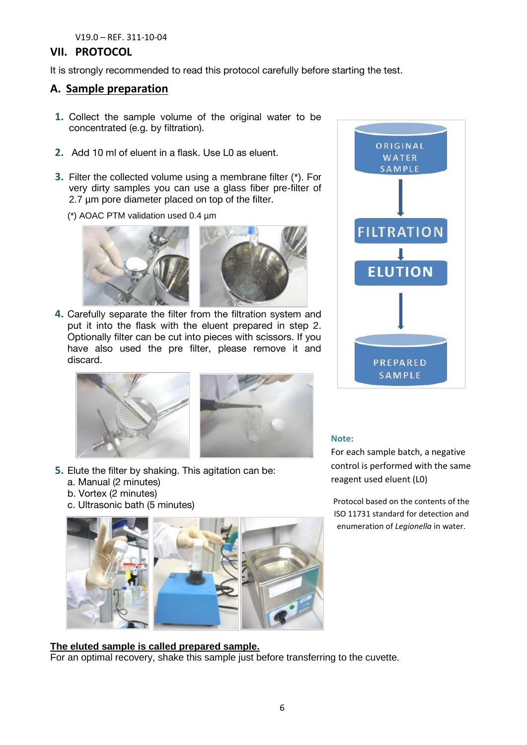V19.0 – REF. 311-10-04

## VII. PROTOCOL

It is strongly recommended to read this protocol carefully before starting the test.

### A. Sample preparation

1. Collect the sample volume of the original water to be concentrated (e.g. by filtration).

2. Add 10 ml of eluent in a flask. Use L0 as eluent.

3. Filter the collected volume using a membrane filter (\*). For very dirty samples you can use a glass fiber pre-filter of 2.7 µm pore diameter placed on top of the filter.

   (\*) AOAC PTM validation used 0.4 µm

4. Carefully separate the filter from the filtration system and put it into the flask with the eluent prepared in step 2. Optionally filter can be cut into pieces with scissors. If you have also used the pre filter, please remove it and discard.

5. Elute the filter by shaking. This agitation can be:
   a. Manual (2 minutes)
   b. Vortex (2 minutes)
   c. Ultrasonic bath (5 minutes)

ORIGINAL WATER SAMPLE → FILTRATION → ELUTION → PREPARED SAMPLE

**Note:**
For each sample batch, a negative control is performed with the same reagent used eluent (L0)

Protocol based on the contents of the ISO 11731 standard for detection and enumeration of *Legionella* in water.

**<u>The eluted sample is called prepared sample.</u>**
For an optimal recovery, shake this sample just before transferring to the cuvette.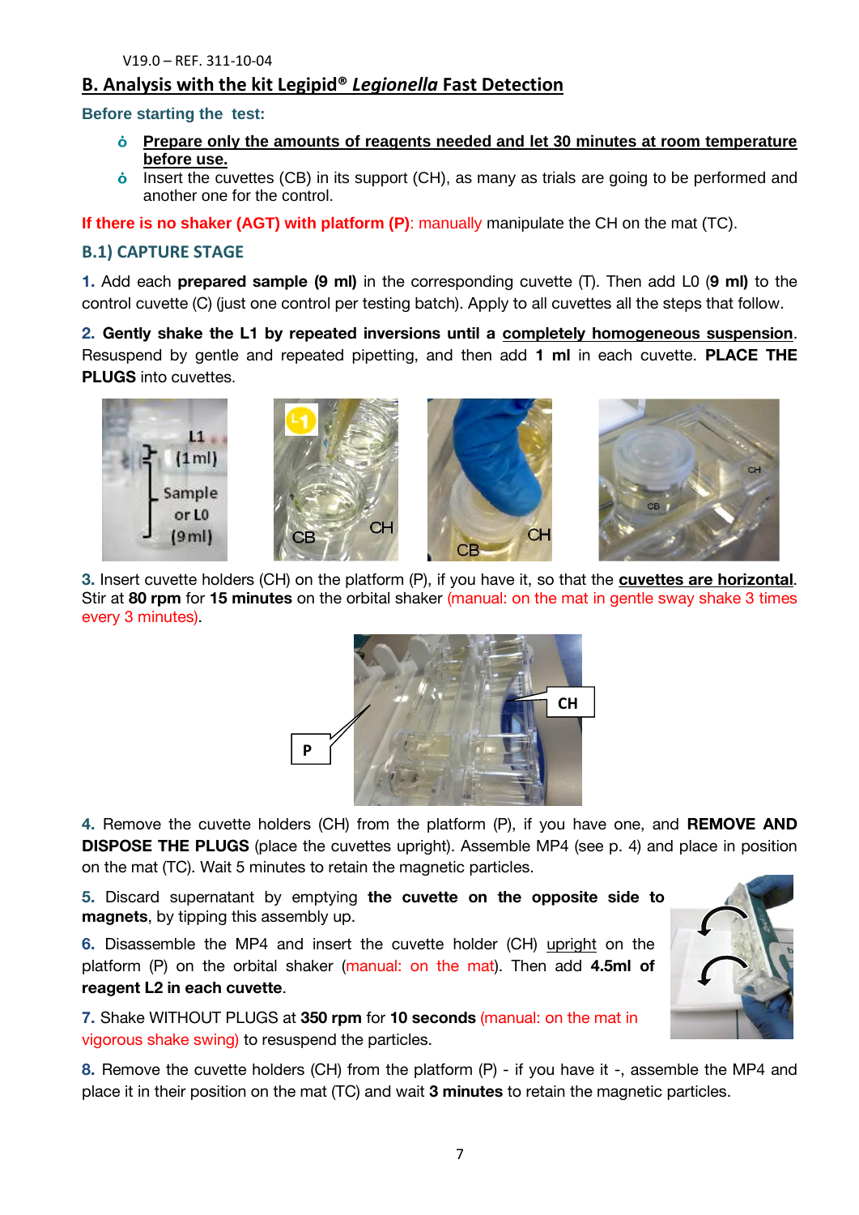V19.0 – REF. 311-10-04

## B. Analysis with the kit Legipid® *Legionella* Fast Detection

### Before starting the test:

- **Prepare only the amounts of reagents needed and let 30 minutes at room temperature before use.**
- Insert the cuvettes (CB) in its support (CH), as many as trials are going to be performed and another one for the control.

**If there is no shaker (AGT) with platform (P)**: manually manipulate the CH on the mat (TC).

### B.1) CAPTURE STAGE

**1.** Add each **prepared sample (9 ml)** in the corresponding cuvette (T). Then add L0 (**9 ml)** to the control cuvette (C) (just one control per testing batch). Apply to all cuvettes all the steps that follow.

**2. Gently shake the L1 by repeated inversions until a completely homogeneous suspension.** Resuspend by gentle and repeated pipetting, and then add **1 ml** in each cuvette. **PLACE THE PLUGS** into cuvettes.

**3.** Insert cuvette holders (CH) on the platform (P), if you have it, so that the **cuvettes are horizontal**. Stir at **80 rpm** for **15 minutes** on the orbital shaker (manual: on the mat in gentle sway shake 3 times every 3 minutes).

**4.** Remove the cuvette holders (CH) from the platform (P), if you have one, and **REMOVE AND DISPOSE THE PLUGS** (place the cuvettes upright). Assemble MP4 (see p. 4) and place in position on the mat (TC). Wait 5 minutes to retain the magnetic particles.

**5.** Discard supernatant by emptying **the cuvette on the opposite side to magnets**, by tipping this assembly up.

**6.** Disassemble the MP4 and insert the cuvette holder (CH) upright on the platform (P) on the orbital shaker (manual: on the mat). Then add **4.5ml of reagent L2 in each cuvette**.

**7.** Shake WITHOUT PLUGS at **350 rpm** for **10 seconds** (manual: on the mat in vigorous shake swing) to resuspend the particles.

**8.** Remove the cuvette holders (CH) from the platform (P) - if you have it -, assemble the MP4 and place it in their position on the mat (TC) and wait **3 minutes** to retain the magnetic particles.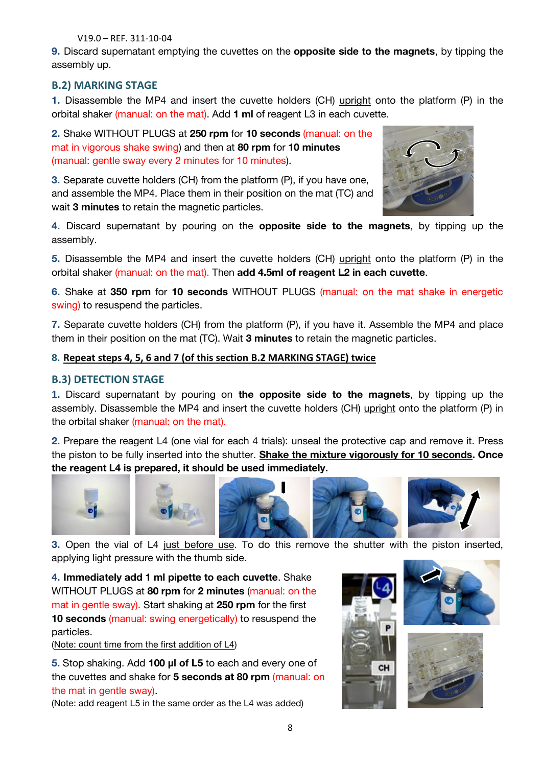**9.** Discard supernatant emptying the cuvettes on the **opposite side to the magnets**, by tipping the assembly up.

### B.2) MARKING STAGE

**1.** Disassemble the MP4 and insert the cuvette holders (CH) upright onto the platform (P) in the orbital shaker (manual: on the mat). Add **1 ml** of reagent L3 in each cuvette.

**2.** Shake WITHOUT PLUGS at **250 rpm** for **10 seconds** (manual: on the mat in vigorous shake swing) and then at **80 rpm** for **10 minutes** (manual: gentle sway every 2 minutes for 10 minutes).

**3.** Separate cuvette holders (CH) from the platform (P), if you have one, and assemble the MP4. Place them in their position on the mat (TC) and wait **3 minutes** to retain the magnetic particles.

**4.** Discard supernatant by pouring on the **opposite side to the magnets**, by tipping up the assembly.

**5.** Disassemble the MP4 and insert the cuvette holders (CH) upright onto the platform (P) in the orbital shaker (manual: on the mat). Then **add 4.5ml of reagent L2 in each cuvette**.

**6.** Shake at **350 rpm** for **10 seconds** WITHOUT PLUGS (manual: on the mat shake in energetic swing) to resuspend the particles.

**7.** Separate cuvette holders (CH) from the platform (P), if you have it. Assemble the MP4 and place them in their position on the mat (TC). Wait **3 minutes** to retain the magnetic particles.

**8. Repeat steps 4, 5, 6 and 7 (of this section B.2 MARKING STAGE) twice**

### B.3) DETECTION STAGE

**1.** Discard supernatant by pouring on **the opposite side to the magnets**, by tipping up the assembly. Disassemble the MP4 and insert the cuvette holders (CH) upright onto the platform (P) in the orbital shaker (manual: on the mat).

**2.** Prepare the reagent L4 (one vial for each 4 trials): unseal the protective cap and remove it. Press the piston to be fully inserted into the shutter. **Shake the mixture vigorously for 10 seconds. Once the reagent L4 is prepared, it should be used immediately.**

**3.** Open the vial of L4 just before use. To do this remove the shutter with the piston inserted, applying light pressure with the thumb side.

**4. Immediately add 1 ml pipette to each cuvette**. Shake WITHOUT PLUGS at **80 rpm** for **2 minutes** (manual: on the mat in gentle sway). Start shaking at **250 rpm** for the first **10 seconds** (manual: swing energetically) to resuspend the particles.
(Note: count time from the first addition of L4)

**5.** Stop shaking. Add **100 µl of L5** to each and every one of the cuvettes and shake for **5 seconds at 80 rpm** (manual: on the mat in gentle sway).
(Note: add reagent L5 in the same order as the L4 was added)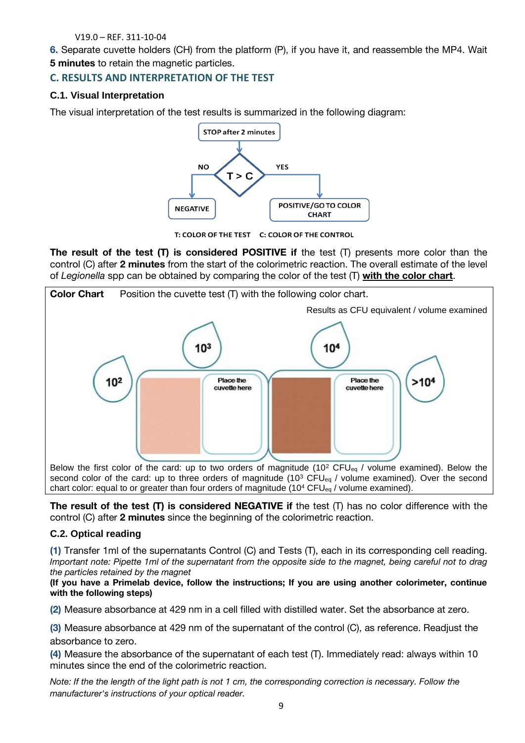V19.0 – REF. 311-10-04

**6.** Separate cuvette holders (CH) from the platform (P), if you have it, and reassemble the MP4. Wait **5 minutes** to retain the magnetic particles.

## C. RESULTS AND INTERPRETATION OF THE TEST

### C.1. Visual Interpretation

The visual interpretation of the test results is summarized in the following diagram:

STOP after 2 minutes → T > C → NO: NEGATIVE; YES: POSITIVE/GO TO COLOR CHART

T: COLOR OF THE TEST  C: COLOR OF THE CONTROL

**The result of the test (T) is considered POSITIVE if** the test (T) presents more color than the control (C) after **2 minutes** from the start of the colorimetric reaction. The overall estimate of the level of *Legionella* spp can be obtained by comparing the color of the test (T) **with the color chart**.

**Color Chart** Position the cuvette test (T) with the following color chart.

Results as CFU equivalent / volume examined

$10^2$ | $10^3$ | Place the cuvette here | $10^4$ | Place the cuvette here | $>10^4$

Below the first color of the card: up to two orders of magnitude ($10^2$ $CFU_{eq}$ / volume examined). Below the second color of the card: up to three orders of magnitude ($10^3$ $CFU_{eq}$ / volume examined). Over the second chart color: equal to or greater than four orders of magnitude ($10^4$ $CFU_{eq}$ / volume examined).

**The result of the test (T) is considered NEGATIVE if** the test (T) has no color difference with the control (C) after **2 minutes** since the beginning of the colorimetric reaction.

### C.2. Optical reading

**(1)** Transfer 1ml of the supernatants Control (C) and Tests (T), each in its corresponding cell reading. *Important note: Pipette 1ml of the supernatant from the opposite side to the magnet, being careful not to drag the particles retained by the magnet*

**(If you have a Primelab device, follow the instructions; If you are using another colorimeter, continue with the following steps)**

**(2)** Measure absorbance at 429 nm in a cell filled with distilled water. Set the absorbance at zero.

**(3)** Measure absorbance at 429 nm of the supernatant of the control (C), as reference. Readjust the absorbance to zero.

**(4)** Measure the absorbance of the supernatant of each test (T). Immediately read: always within 10 minutes since the end of the colorimetric reaction.

*Note: If the the length of the light path is not 1 cm, the corresponding correction is necessary. Follow the manufacturer's instructions of your optical reader.*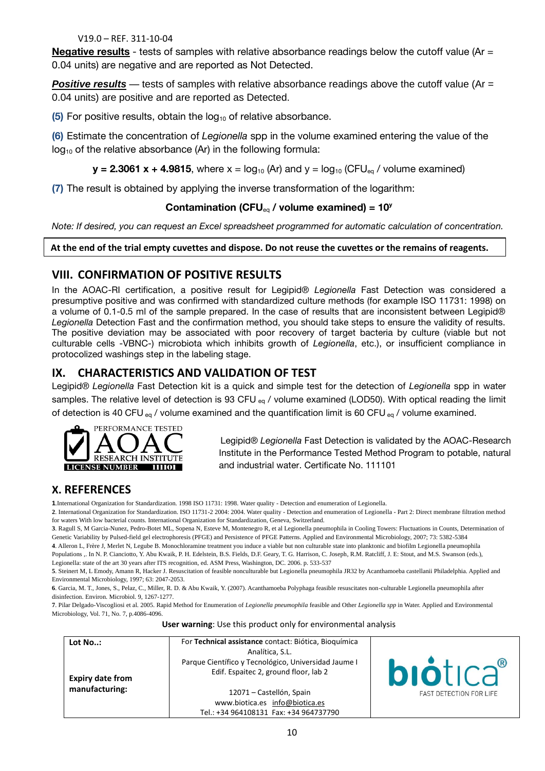**Negative results** - tests of samples with relative absorbance readings below the cutoff value (Ar = 0.04 units) are negative and are reported as Not Detected.

***Positive results*** — tests of samples with relative absorbance readings above the cutoff value (Ar = 0.04 units) are positive and are reported as Detected.

**(5)** For positive results, obtain the $\log_{10}$ of relative absorbance.

**(6)** Estimate the concentration of *Legionella* spp in the volume examined entering the value of the $\log_{10}$ of the relative absorbance (Ar) in the following formula:

$$\mathbf{y = 2.3061\ x + 4.9815}, \text{ where } x = \log_{10}(Ar) \text{ and } y = \log_{10}(CFU_{eq} / \text{volume examined})$$

**(7)** The result is obtained by applying the inverse transformation of the logarithm:

$$\textbf{Contamination } (CFU_{eq} / \textbf{volume examined}) = 10^{y}$$

*Note: If desired, you can request an Excel spreadsheet programmed for automatic calculation of concentration.*

**At the end of the trial empty cuvettes and dispose. Do not reuse the cuvettes or the remains of reagents.**

## VIII. CONFIRMATION OF POSITIVE RESULTS

In the AOAC-RI certification, a positive result for Legipid® *Legionella* Fast Detection was considered a presumptive positive and was confirmed with standardized culture methods (for example ISO 11731: 1998) on a volume of 0.1-0.5 ml of the sample prepared. In the case of results that are inconsistent between Legipid® *Legionella* Detection Fast and the confirmation method, you should take steps to ensure the validity of results. The positive deviation may be associated with poor recovery of target bacteria by culture (viable but not culturable cells -VBNC-) microbiota which inhibits growth of *Legionella*, etc.), or insufficient compliance in protocolized washings step in the labeling stage.

## IX. CHARACTERISTICS AND VALIDATION OF TEST

Legipid® *Legionella* Fast Detection kit is a quick and simple test for the detection of *Legionella* spp in water samples. The relative level of detection is 93 $CFU_{eq}$ / volume examined (LOD50). With optical reading the limit of detection is 40 $CFU_{eq}$ / volume examined and the quantification limit is 60 $CFU_{eq}$ / volume examined.

PERFORMANCE TESTED AOAC RESEARCH INSTITUTE LICENSE NUMBER 111101

Legipid® *Legionella* Fast Detection is validated by the AOAC-Research Institute in the Performance Tested Method Program to potable, natural and industrial water. Certificate No. 111101

## X. REFERENCES

**1**.International Organization for Standardization. 1998 ISO 11731: 1998. Water quality - Detection and enumeration of Legionella.

**2**. International Organization for Standardization. ISO 11731-2 2004: 2004. Water quality - Detection and enumeration of Legionella - Part 2: Direct membrane filtration method for waters With low bacterial counts. International Organization for Standardization, Geneva, Switzerland.

**3**. Ragull S, M Garcia-Nunez, Pedro-Botet ML, Sopena N, Esteve M, Montenegro R, et al Legionella pneumophila in Cooling Towers: Fluctuations in Counts, Determination of Genetic Variability by Pulsed-field gel electrophoresis (PFGE) and Persistence of PFGE Patterns. Applied and Environmental Microbiology, 2007; 73: 5382-5384

**4**. Alleron L, Frère J, Merlet N, Legube B. Monochloramine treatment you induce a viable but non culturable state into planktonic and biofilm Legionella pneumophila Populations ,. In N. P. Cianciotto, Y. Abu Kwaik, P. H. Edelstein, B.S. Fields, D.F. Geary, T. G. Harrison, C. Joseph, R.M. Ratcliff, J. E: Stout, and M.S. Swanson (eds.), Legionella: state of the art 30 years after ITS recognition, ed. ASM Press, Washington, DC. 2006. p. 533-537

**5**. Steinert M, L Emody, Amann R, Hacker J. Resuscitation of feasible nonculturable but Legionella pneumophila JR32 by Acanthamoeba castellanii Philadelphia. Applied and Environmental Microbiology, 1997; 63: 2047-2053.

**6**. Garcia, M. T., Jones, S., Pelaz, C., Miller, R. D. & Abu Kwaik, Y. (2007). Acanthamoeba Polyphaga feasible resuscitates non-culturable Legionella pneumophila after disinfection. Environ. Microbiol. 9, 1267-1277.

**7**. Pilar Delgado-Viscogliosi et al. 2005. Rapid Method for Enumeration of *Legionella pneumophila* feasible and Other *Legionella spp* in Water. Applied and Environmental Microbiology, Vol. 71, No. 7, p.4086-4096.

**User warning**: Use this product only for environmental analysis

| **Lot No..:** <br><br> **Expiry date from manufacturing:** | For **Technical assistance** contact: Biótica, Bioquímica Analítica, S.L. <br> Parque Científico y Tecnológico, Universidad Jaume I <br> Edif. Espaitec 2, ground floor, lab 2 <br><br> 12071 – Castellón, Spain <br> www.biotica.es info@biotica.es <br> Tel.: +34 964108131 Fax: +34 964737790 | biotica® FAST DETECTION FOR LIFE |
|---|---|---|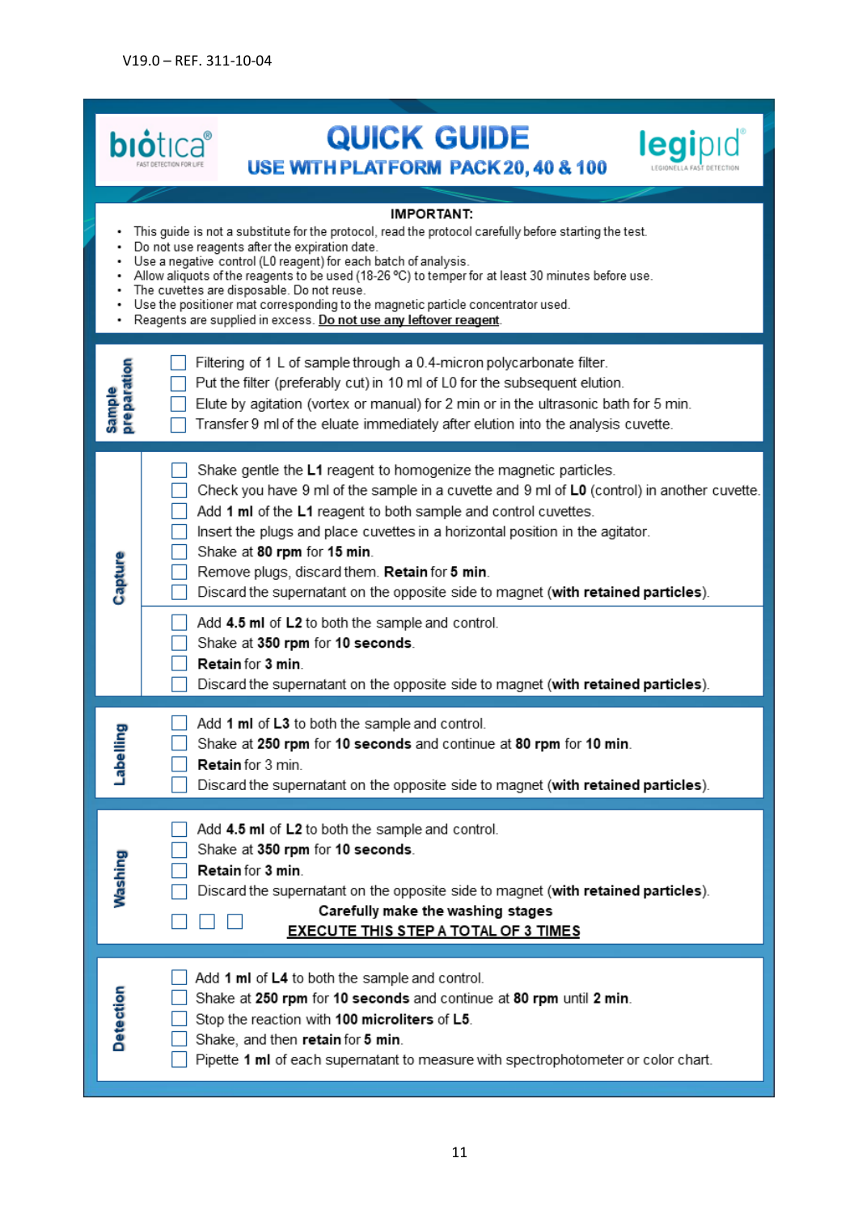V19.0 – REF. 311-10-04

biotica® FAST DETECTION FOR LIFE

# QUICK GUIDE

## USE WITH PLATFORM PACK 20, 40 & 100

legipid® LEGIONELLA FAST DETECTION

**IMPORTANT:**

- This guide is not a substitute for the protocol, read the protocol carefully before starting the test.
- Do not use reagents after the expiration date.
- Use a negative control (L0 reagent) for each batch of analysis.
- Allow aliquots of the reagents to be used (18-26 ºC) to temper for at least 30 minutes before use.
- The cuvettes are disposable. Do not reuse.
- Use the positioner mat corresponding to the magnetic particle concentrator used.
- Reagents are supplied in excess. <u>Do not use any leftover reagent</u>.

### Sample preparation

- ☐ Filtering of 1 L of sample through a 0.4-micron polycarbonate filter.
- ☐ Put the filter (preferably cut) in 10 ml of L0 for the subsequent elution.
- ☐ Elute by agitation (vortex or manual) for 2 min or in the ultrasonic bath for 5 min.
- ☐ Transfer 9 ml of the eluate immediately after elution into the analysis cuvette.

### Capture

- ☐ Shake gentle the **L1** reagent to homogenize the magnetic particles.
- ☐ Check you have 9 ml of the sample in a cuvette and 9 ml of **L0** (control) in another cuvette.
- ☐ Add **1 ml** of the **L1** reagent to both sample and control cuvettes.
- ☐ Insert the plugs and place cuvettes in a horizontal position in the agitator.
- ☐ Shake at **80 rpm** for **15 min**.
- ☐ Remove plugs, discard them. **Retain** for **5 min**.
- ☐ Discard the supernatant on the opposite side to magnet (**with retained particles**).

- ☐ Add **4.5 ml** of **L2** to both the sample and control.
- ☐ Shake at **350 rpm** for **10 seconds**.
- ☐ **Retain** for **3 min**.
- ☐ Discard the supernatant on the opposite side to magnet (**with retained particles**).

### Labelling

- ☐ Add **1 ml** of **L3** to both the sample and control.
- ☐ Shake at **250 rpm** for **10 seconds** and continue at **80 rpm** for **10 min**.
- ☐ **Retain** for 3 min.
- ☐ Discard the supernatant on the opposite side to magnet (**with retained particles**).

### Washing

- ☐ Add **4.5 ml** of **L2** to both the sample and control.
- ☐ Shake at **350 rpm** for **10 seconds**.
- ☐ **Retain** for **3 min**.
- ☐ Discard the supernatant on the opposite side to magnet (**with retained particles**).

**Carefully make the washing stages**

☐ ☐ ☐ **<u>EXECUTE THIS STEP A TOTAL OF 3 TIMES</u>**

### Detection

- ☐ Add **1 ml** of **L4** to both the sample and control.
- ☐ Shake at **250 rpm** for **10 seconds** and continue at **80 rpm** until **2 min**.
- ☐ Stop the reaction with **100 microliters** of **L5**.
- ☐ Shake, and then **retain** for **5 min**.
- ☐ Pipette **1 ml** of each supernatant to measure with spectrophotometer or color chart.